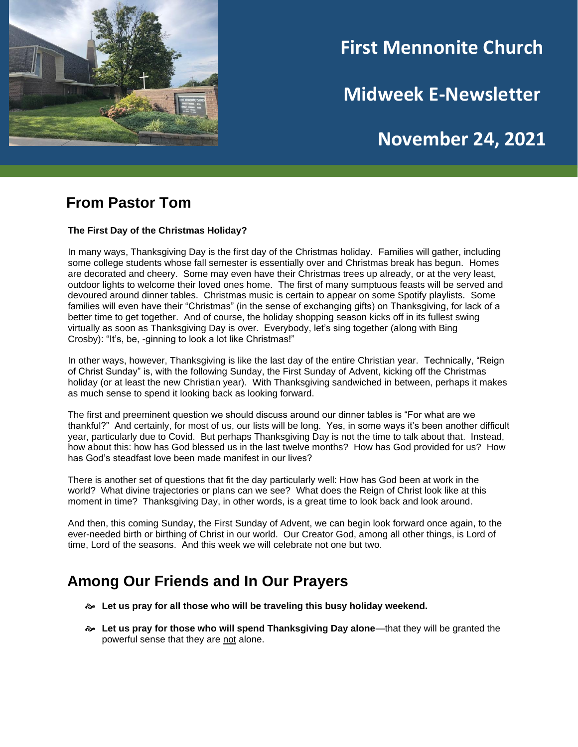# First Mennonite Church

# Midweek E-Newsletter

# November 24, 2021

## From Pastor Tom

**The First Day of the Christmas Holiday?**

In many ways, Thanksgiving Day is the first day of the Christmas holiday. Families will gather, including some college students whose fall semester is essentially over and Christmas break has begun. Homes are decorated and cheery. Some may even have their Christmas trees up already, or at the very least, outdoor lights to welcome their loved ones home. The first of many sumptuous feasts will be served and devoured around dinner tables. Christmas music is certain to appear on some Spotify playlists. Some families will even have their "Christmas" (in the sense of exchanging gifts) on Thanksgiving, for lack of a better time to get together. And of course, the holiday shopping season kicks off in its fullest swing virtually as soon as Thanksgiving Day is over. Everybody, let's sing together (along with Bing Crosby): "It's, be, -ginning to look a lot like Christmas!"

In other ways, however, Thanksgiving is like the last day of the entire Christian year. Technically, "Reign of Christ Sunday" is, with the following Sunday, the First Sunday of Advent, kicking off the Christmas holiday (or at least the new Christian year). With Thanksgiving sandwiched in between, perhaps it makes as much sense to spend it looking back as looking forward.

The first and preeminent question we should discuss around our dinner tables is "For what are we thankful?" And certainly, for most of us, our lists will be long. Yes, in some ways it's been another difficult year, particularly due to Covid. But perhaps Thanksgiving Day is not the time to talk about that. Instead, how about this: how has God blessed us in the last twelve months? How has God provided for us? How has God's steadfast love been made manifest in our lives?

There is another set of questions that fit the day particularly well: How has God been at work in the world? What divine trajectories or plans can we see? What does the Reign of Christ look like at this moment in time? Thanksgiving Day, in other words, is a great time to look back and look around.

And then, this coming Sunday, the First Sunday of Advent, we can begin look forward once again, to the ever-needed birth or birthing of Christ in our world. Our Creator God, among all other things, is Lord of time, Lord of the seasons. And this week we will celebrate not one but two.

## Among Our Friends and In Our Prayers

- **Let us pray for all those who will be traveling this busy holiday weekend.**
- **Let us pray for those who will spend Thanksgiving Day alone**—that they will be granted the powerful sense that they are not alone.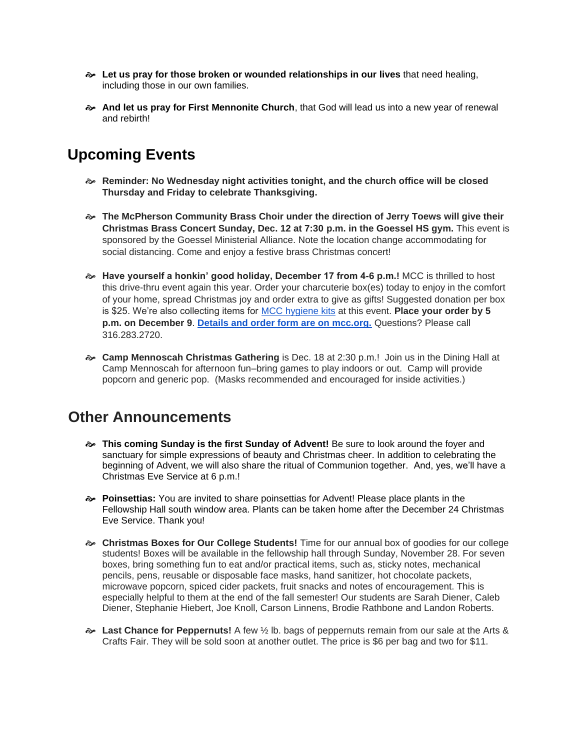- **Let us pray for those broken or wounded relationships in our lives** that need healing, including those in our own families.

- **And let us pray for First Mennonite Church**, that God will lead us into a new year of renewal and rebirth!

## Upcoming Events

- **Reminder: No Wednesday night activities tonight, and the church office will be closed Thursday and Friday to celebrate Thanksgiving.**

- **The McPherson Community Brass Choir under the direction of Jerry Toews will give their Christmas Brass Concert Sunday, Dec. 12 at 7:30 p.m. in the Goessel HS gym.** This event is sponsored by the Goessel Ministerial Alliance. Note the location change accommodating for social distancing. Come and enjoy a festive brass Christmas concert!

- **Have yourself a honkin' good holiday, December 17 from 4-6 p.m.!** MCC is thrilled to host this drive-thru event again this year. Order your charcuterie box(es) today to enjoy in the comfort of your home, spread Christmas joy and order extra to give as gifts! Suggested donation per box is $25. We're also collecting items for MCC hygiene kits at this event. **Place your order by 5 p.m. on December 9**. **Details and order form are on mcc.org.** Questions? Please call 316.283.2720.

- **Camp Mennoscah Christmas Gathering** is Dec. 18 at 2:30 p.m.! Join us in the Dining Hall at Camp Mennoscah for afternoon fun–bring games to play indoors or out. Camp will provide popcorn and generic pop. (Masks recommended and encouraged for inside activities.)

## Other Announcements

- **This coming Sunday is the first Sunday of Advent!** Be sure to look around the foyer and sanctuary for simple expressions of beauty and Christmas cheer. In addition to celebrating the beginning of Advent, we will also share the ritual of Communion together. And, yes, we'll have a Christmas Eve Service at 6 p.m.!

- **Poinsettias:** You are invited to share poinsettias for Advent! Please place plants in the Fellowship Hall south window area. Plants can be taken home after the December 24 Christmas Eve Service. Thank you!

- **Christmas Boxes for Our College Students!** Time for our annual box of goodies for our college students! Boxes will be available in the fellowship hall through Sunday, November 28. For seven boxes, bring something fun to eat and/or practical items, such as, sticky notes, mechanical pencils, pens, reusable or disposable face masks, hand sanitizer, hot chocolate packets, microwave popcorn, spiced cider packets, fruit snacks and notes of encouragement. This is especially helpful to them at the end of the fall semester! Our students are Sarah Diener, Caleb Diener, Stephanie Hiebert, Joe Knoll, Carson Linnens, Brodie Rathbone and Landon Roberts.

- **Last Chance for Peppernuts!** A few ½ lb. bags of peppernuts remain from our sale at the Arts & Crafts Fair. They will be sold soon at another outlet. The price is $6 per bag and two for $11.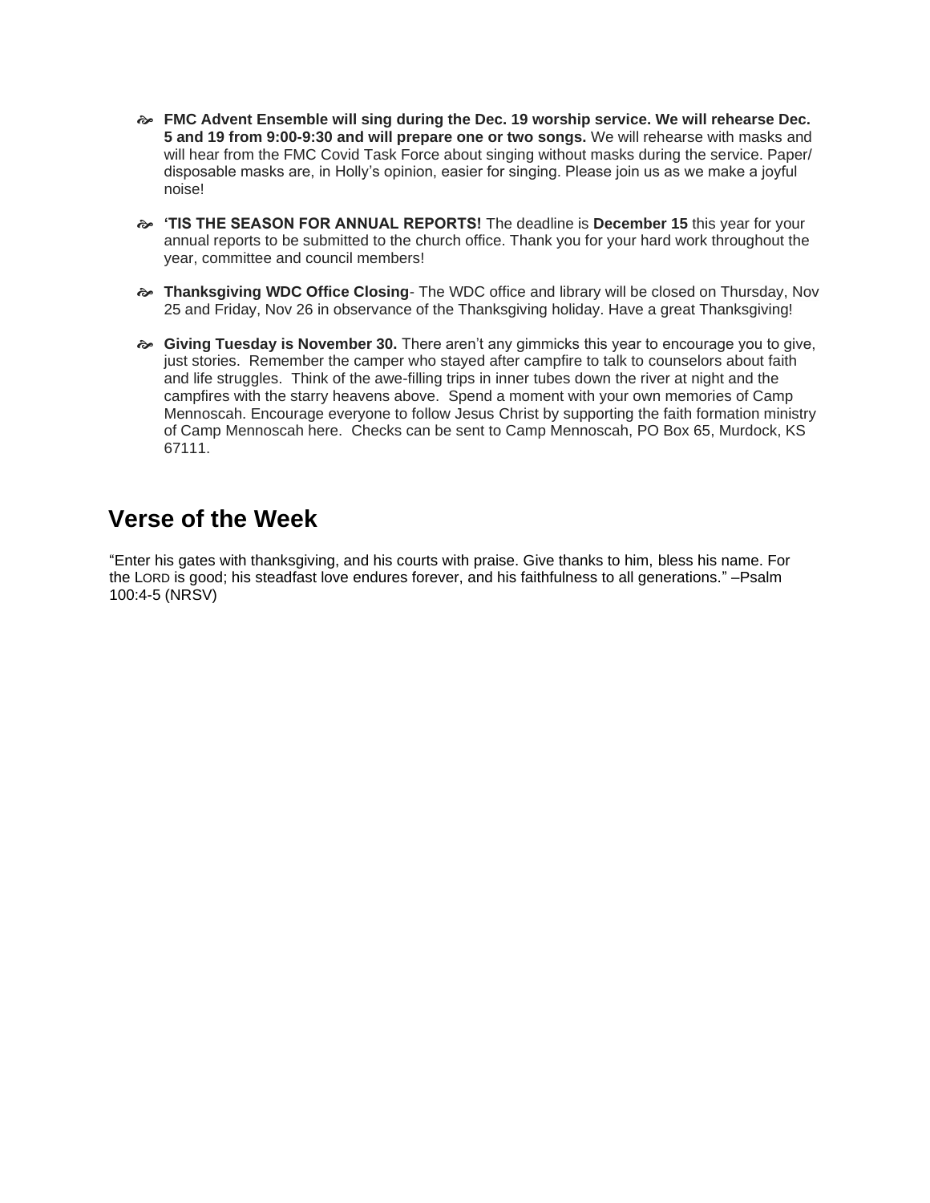- **FMC Advent Ensemble will sing during the Dec. 19 worship service. We will rehearse Dec. 5 and 19 from 9:00-9:30 and will prepare one or two songs.** We will rehearse with masks and will hear from the FMC Covid Task Force about singing without masks during the service. Paper/ disposable masks are, in Holly's opinion, easier for singing. Please join us as we make a joyful noise!

- **'TIS THE SEASON FOR ANNUAL REPORTS!** The deadline is **December 15** this year for your annual reports to be submitted to the church office. Thank you for your hard work throughout the year, committee and council members!

- **Thanksgiving WDC Office Closing**- The WDC office and library will be closed on Thursday, Nov 25 and Friday, Nov 26 in observance of the Thanksgiving holiday. Have a great Thanksgiving!

- **Giving Tuesday is November 30.** There aren't any gimmicks this year to encourage you to give, just stories. Remember the camper who stayed after campfire to talk to counselors about faith and life struggles. Think of the awe-filling trips in inner tubes down the river at night and the campfires with the starry heavens above. Spend a moment with your own memories of Camp Mennoscah. Encourage everyone to follow Jesus Christ by supporting the faith formation ministry of Camp Mennoscah here. Checks can be sent to Camp Mennoscah, PO Box 65, Murdock, KS 67111.

## Verse of the Week

"Enter his gates with thanksgiving, and his courts with praise. Give thanks to him, bless his name. For the LORD is good; his steadfast love endures forever, and his faithfulness to all generations." –Psalm 100:4-5 (NRSV)